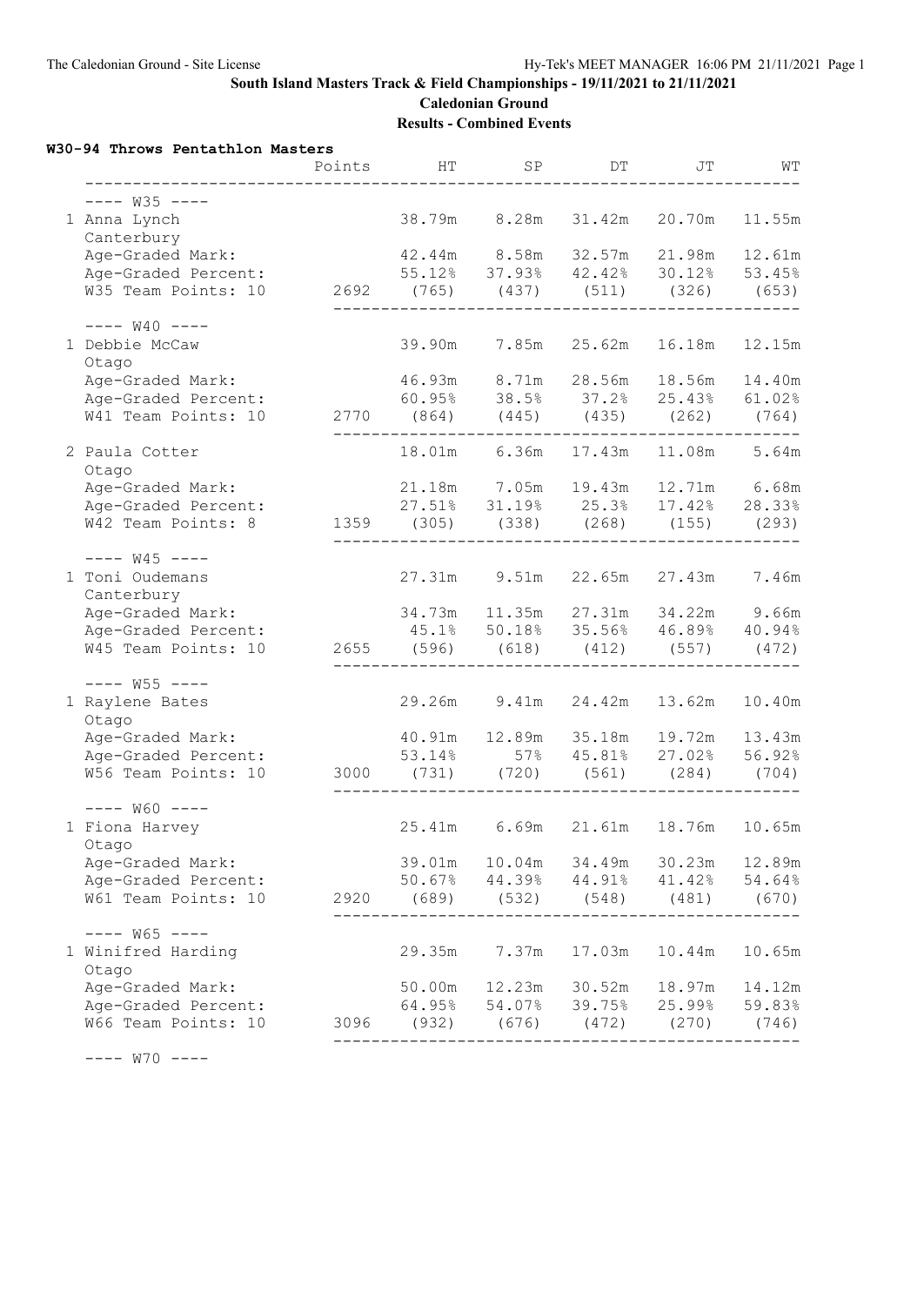**South Island Masters Track & Field Championships - 19/11/2021 to 21/11/2021**

**Caledonian Ground**

**Results - Combined Events**

### W30-94 Throws Pentathlon Masters

| | Points | HT | SP | DT | JT | WT |
|---|---|---|---|---|---|---|
| **---- W35 ----** | | | | | | |
| 1 Anna Lynch, Canterbury | | 38.79m | 8.28m | 31.42m | 20.70m | 11.55m |
| Age-Graded Mark: | | 42.44m | 8.58m | 32.57m | 21.98m | 12.61m |
| Age-Graded Percent: | | 55.12% | 37.93% | 42.42% | 30.12% | 53.45% |
| W35 Team Points: 10 | 2692 | (765) | (437) | (511) | (326) | (653) |
| **---- W40 ----** | | | | | | |
| 1 Debbie McCaw, Otago | | 39.90m | 7.85m | 25.62m | 16.18m | 12.15m |
| Age-Graded Mark: | | 46.93m | 8.71m | 28.56m | 18.56m | 14.40m |
| Age-Graded Percent: | | 60.95% | 38.5% | 37.2% | 25.43% | 61.02% |
| W41 Team Points: 10 | 2770 | (864) | (445) | (435) | (262) | (764) |
| 2 Paula Cotter, Otago | | 18.01m | 6.36m | 17.43m | 11.08m | 5.64m |
| Age-Graded Mark: | | 21.18m | 7.05m | 19.43m | 12.71m | 6.68m |
| Age-Graded Percent: | | 27.51% | 31.19% | 25.3% | 17.42% | 28.33% |
| W42 Team Points: 8 | 1359 | (305) | (338) | (268) | (155) | (293) |
| **---- W45 ----** | | | | | | |
| 1 Toni Oudemans, Canterbury | | 27.31m | 9.51m | 22.65m | 27.43m | 7.46m |
| Age-Graded Mark: | | 34.73m | 11.35m | 27.31m | 34.22m | 9.66m |
| Age-Graded Percent: | | 45.1% | 50.18% | 35.56% | 46.89% | 40.94% |
| W45 Team Points: 10 | 2655 | (596) | (618) | (412) | (557) | (472) |
| **---- W55 ----** | | | | | | |
| 1 Raylene Bates, Otago | | 29.26m | 9.41m | 24.42m | 13.62m | 10.40m |
| Age-Graded Mark: | | 40.91m | 12.89m | 35.18m | 19.72m | 13.43m |
| Age-Graded Percent: | | 53.14% | 57% | 45.81% | 27.02% | 56.92% |
| W56 Team Points: 10 | 3000 | (731) | (720) | (561) | (284) | (704) |
| **---- W60 ----** | | | | | | |
| 1 Fiona Harvey, Otago | | 25.41m | 6.69m | 21.61m | 18.76m | 10.65m |
| Age-Graded Mark: | | 39.01m | 10.04m | 34.49m | 30.23m | 12.89m |
| Age-Graded Percent: | | 50.67% | 44.39% | 44.91% | 41.42% | 54.64% |
| W61 Team Points: 10 | 2920 | (689) | (532) | (548) | (481) | (670) |
| **---- W65 ----** | | | | | | |
| 1 Winifred Harding, Otago | | 29.35m | 7.37m | 17.03m | 10.44m | 10.65m |
| Age-Graded Mark: | | 50.00m | 12.23m | 30.52m | 18.97m | 14.12m |
| Age-Graded Percent: | | 64.95% | 54.07% | 39.75% | 25.99% | 59.83% |
| W66 Team Points: 10 | 3096 | (932) | (676) | (472) | (270) | (746) |

---- W70 ----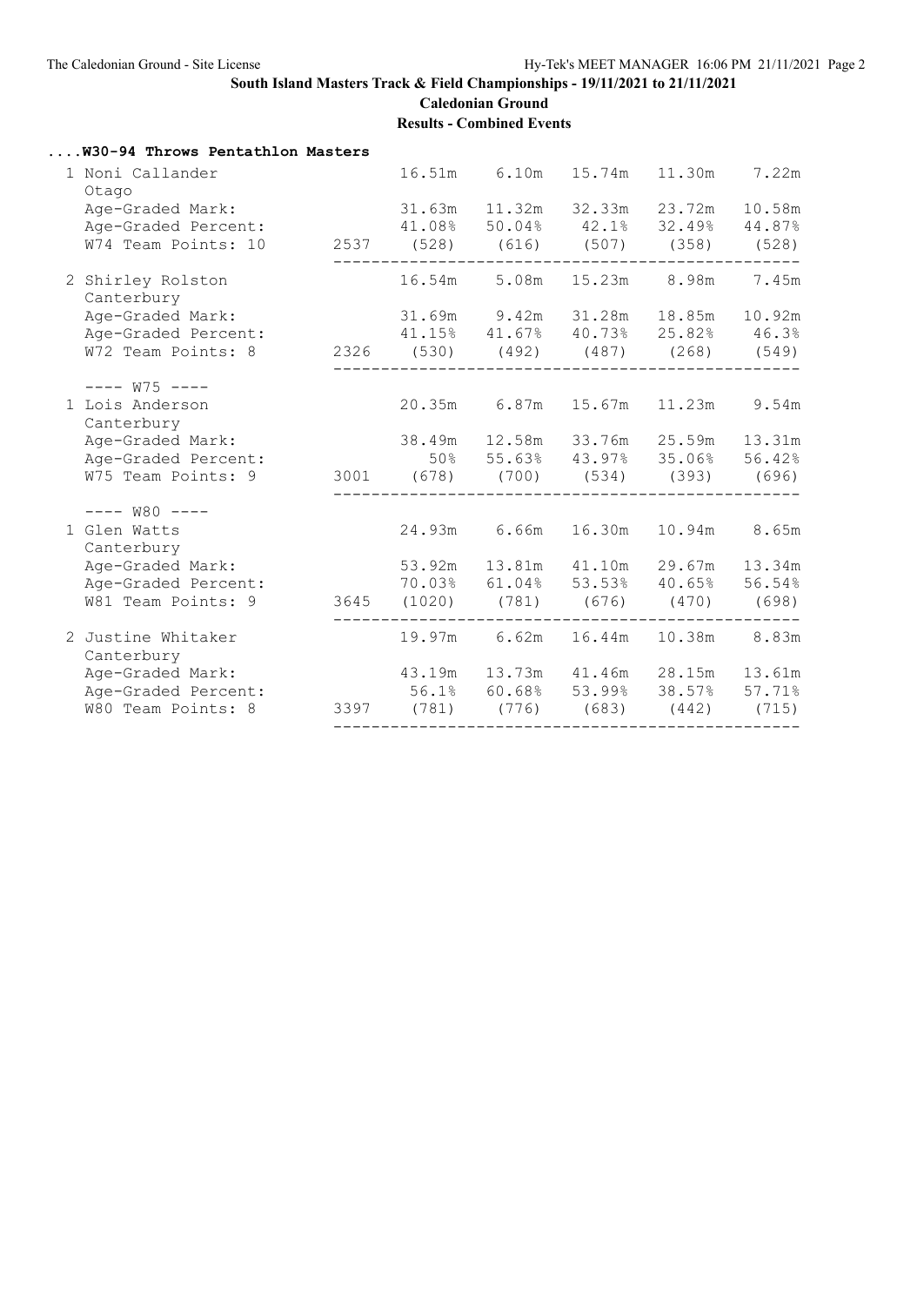**South Island Masters Track & Field Championships - 19/11/2021 to 21/11/2021**

**Caledonian Ground**

**Results - Combined Events**

### ....W30-94 Throws Pentathlon Masters

| Place | Name / Team | | Total | Event 1 | Event 2 | Event 3 | Event 4 | Event 5 |
|---|---|---|---|---|---|---|---|---|
| 1 | Noni Callander, Otago | | | 16.51m | 6.10m | 15.74m | 11.30m | 7.22m |
| | | Age-Graded Mark: | | 31.63m | 11.32m | 32.33m | 23.72m | 10.58m |
| | | Age-Graded Percent: | | 41.08% | 50.04% | 42.1% | 32.49% | 44.87% |
| | | W74 Team Points: 10 | 2537 | (528) | (616) | (507) | (358) | (528) |
| 2 | Shirley Rolston, Canterbury | | | 16.54m | 5.08m | 15.23m | 8.98m | 7.45m |
| | | Age-Graded Mark: | | 31.69m | 9.42m | 31.28m | 18.85m | 10.92m |
| | | Age-Graded Percent: | | 41.15% | 41.67% | 40.73% | 25.82% | 46.3% |
| | | W72 Team Points: 8 | 2326 | (530) | (492) | (487) | (268) | (549) |
| | ---- W75 ---- | | | | | | | |
| 1 | Lois Anderson, Canterbury | | | 20.35m | 6.87m | 15.67m | 11.23m | 9.54m |
| | | Age-Graded Mark: | | 38.49m | 12.58m | 33.76m | 25.59m | 13.31m |
| | | Age-Graded Percent: | | 50% | 55.63% | 43.97% | 35.06% | 56.42% |
| | | W75 Team Points: 9 | 3001 | (678) | (700) | (534) | (393) | (696) |
| | ---- W80 ---- | | | | | | | |
| 1 | Glen Watts, Canterbury | | | 24.93m | 6.66m | 16.30m | 10.94m | 8.65m |
| | | Age-Graded Mark: | | 53.92m | 13.81m | 41.10m | 29.67m | 13.34m |
| | | Age-Graded Percent: | | 70.03% | 61.04% | 53.53% | 40.65% | 56.54% |
| | | W81 Team Points: 9 | 3645 | (1020) | (781) | (676) | (470) | (698) |
| 2 | Justine Whitaker, Canterbury | | | 19.97m | 6.62m | 16.44m | 10.38m | 8.83m |
| | | Age-Graded Mark: | | 43.19m | 13.73m | 41.46m | 28.15m | 13.61m |
| | | Age-Graded Percent: | | 56.1% | 60.68% | 53.99% | 38.57% | 57.71% |
| | | W80 Team Points: 8 | 3397 | (781) | (776) | (683) | (442) | (715) |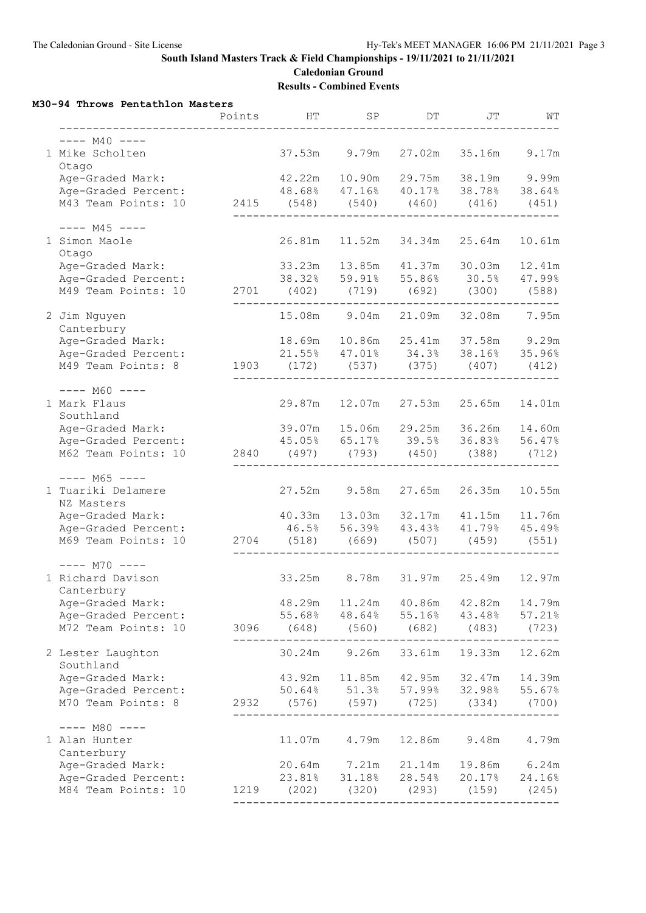**South Island Masters Track & Field Championships - 19/11/2021 to 21/11/2021**

**Caledonian Ground**

**Results - Combined Events**

## M30-94 Throws Pentathlon Masters

| | Points | HT | SP | DT | JT | WT |
|---|---|---|---|---|---|---|
| **---- M40 ----** | | | | | | |
| 1 Mike Scholten, Otago | | 37.53m | 9.79m | 27.02m | 35.16m | 9.17m |
| Age-Graded Mark: | | 42.22m | 10.90m | 29.75m | 38.19m | 9.99m |
| Age-Graded Percent: | | 48.68% | 47.16% | 40.17% | 38.78% | 38.64% |
| M43 Team Points: 10 | 2415 | (548) | (540) | (460) | (416) | (451) |
| **---- M45 ----** | | | | | | |
| 1 Simon Maole, Otago | | 26.81m | 11.52m | 34.34m | 25.64m | 10.61m |
| Age-Graded Mark: | | 33.23m | 13.85m | 41.37m | 30.03m | 12.41m |
| Age-Graded Percent: | | 38.32% | 59.91% | 55.86% | 30.5% | 47.99% |
| M49 Team Points: 10 | 2701 | (402) | (719) | (692) | (300) | (588) |
| 2 Jim Nguyen, Canterbury | | 15.08m | 9.04m | 21.09m | 32.08m | 7.95m |
| Age-Graded Mark: | | 18.69m | 10.86m | 25.41m | 37.58m | 9.29m |
| Age-Graded Percent: | | 21.55% | 47.01% | 34.3% | 38.16% | 35.96% |
| M49 Team Points: 8 | 1903 | (172) | (537) | (375) | (407) | (412) |
| **---- M60 ----** | | | | | | |
| 1 Mark Flaus, Southland | | 29.87m | 12.07m | 27.53m | 25.65m | 14.01m |
| Age-Graded Mark: | | 39.07m | 15.06m | 29.25m | 36.26m | 14.60m |
| Age-Graded Percent: | | 45.05% | 65.17% | 39.5% | 36.83% | 56.47% |
| M62 Team Points: 10 | 2840 | (497) | (793) | (450) | (388) | (712) |
| **---- M65 ----** | | | | | | |
| 1 Tuariki Delamere, NZ Masters | | 27.52m | 9.58m | 27.65m | 26.35m | 10.55m |
| Age-Graded Mark: | | 40.33m | 13.03m | 32.17m | 41.15m | 11.76m |
| Age-Graded Percent: | | 46.5% | 56.39% | 43.43% | 41.79% | 45.49% |
| M69 Team Points: 10 | 2704 | (518) | (669) | (507) | (459) | (551) |
| **---- M70 ----** | | | | | | |
| 1 Richard Davison, Canterbury | | 33.25m | 8.78m | 31.97m | 25.49m | 12.97m |
| Age-Graded Mark: | | 48.29m | 11.24m | 40.86m | 42.82m | 14.79m |
| Age-Graded Percent: | | 55.68% | 48.64% | 55.16% | 43.48% | 57.21% |
| M72 Team Points: 10 | 3096 | (648) | (560) | (682) | (483) | (723) |
| 2 Lester Laughton, Southland | | 30.24m | 9.26m | 33.61m | 19.33m | 12.62m |
| Age-Graded Mark: | | 43.92m | 11.85m | 42.95m | 32.47m | 14.39m |
| Age-Graded Percent: | | 50.64% | 51.3% | 57.99% | 32.98% | 55.67% |
| M70 Team Points: 8 | 2932 | (576) | (597) | (725) | (334) | (700) |
| **---- M80 ----** | | | | | | |
| 1 Alan Hunter, Canterbury | | 11.07m | 4.79m | 12.86m | 9.48m | 4.79m |
| Age-Graded Mark: | | 20.64m | 7.21m | 21.14m | 19.86m | 6.24m |
| Age-Graded Percent: | | 23.81% | 31.18% | 28.54% | 20.17% | 24.16% |
| M84 Team Points: 10 | 1219 | (202) | (320) | (293) | (159) | (245) |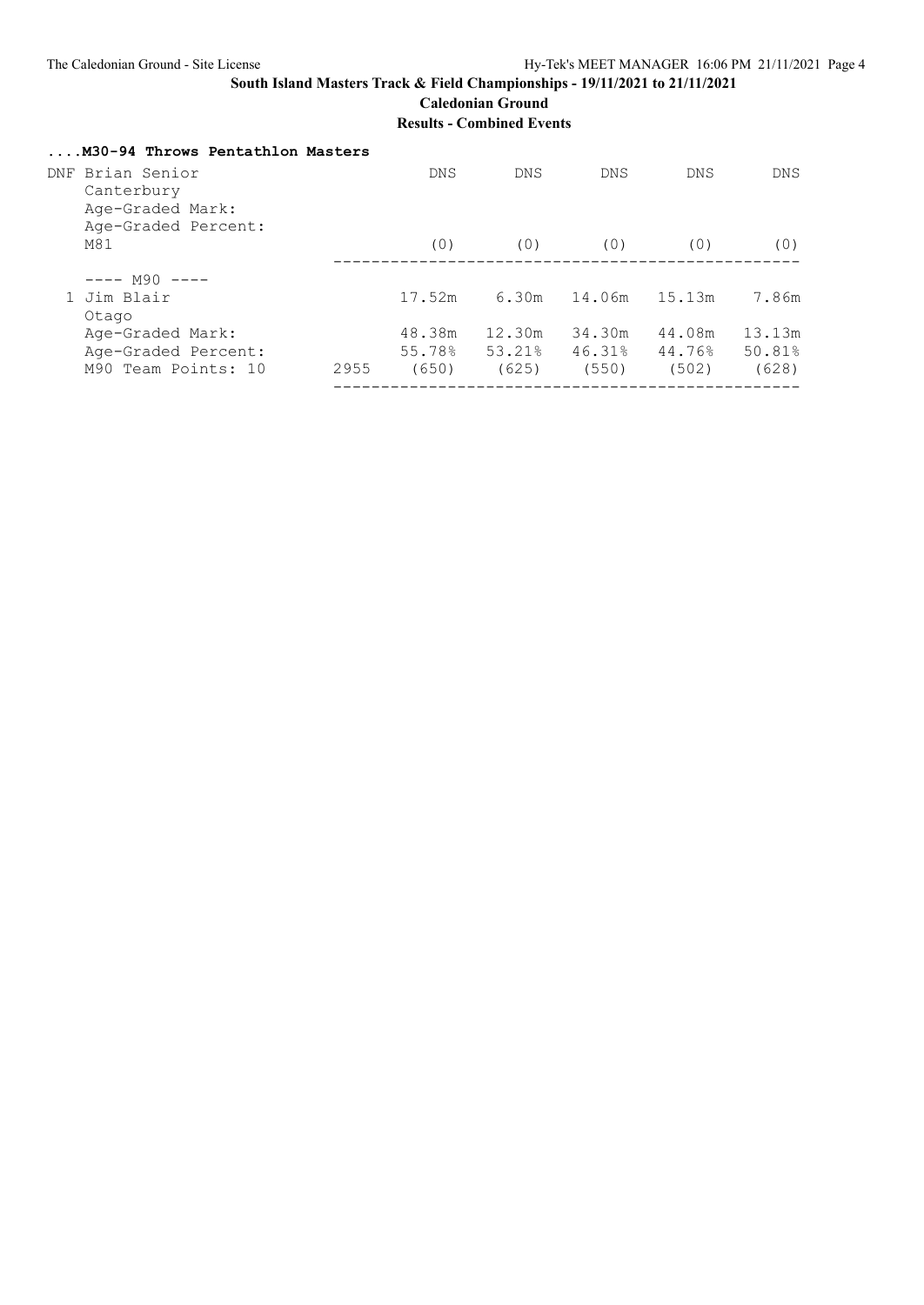**South Island Masters Track & Field Championships - 19/11/2021 to 21/11/2021**

**Caledonian Ground**

**Results - Combined Events**

### ....M30-94 Throws Pentathlon Masters

| Place | Name | Points | Event 1 | Event 2 | Event 3 | Event 4 | Event 5 |
|---|---|---|---|---|---|---|---|
| DNF | Brian Senior | | DNS | DNS | DNS | DNS | DNS |
| | Canterbury | | | | | | |
| | Age-Graded Mark: | | | | | | |
| | Age-Graded Percent: | | | | | | |
| | M81 | | (0) | (0) | (0) | (0) | (0) |
| | ---- M90 ---- | | | | | | |
| 1 | Jim Blair | | 17.52m | 6.30m | 14.06m | 15.13m | 7.86m |
| | Otago | | | | | | |
| | Age-Graded Mark: | | 48.38m | 12.30m | 34.30m | 44.08m | 13.13m |
| | Age-Graded Percent: | | 55.78% | 53.21% | 46.31% | 44.76% | 50.81% |
| | M90 Team Points: 10 | 2955 | (650) | (625) | (550) | (502) | (628) |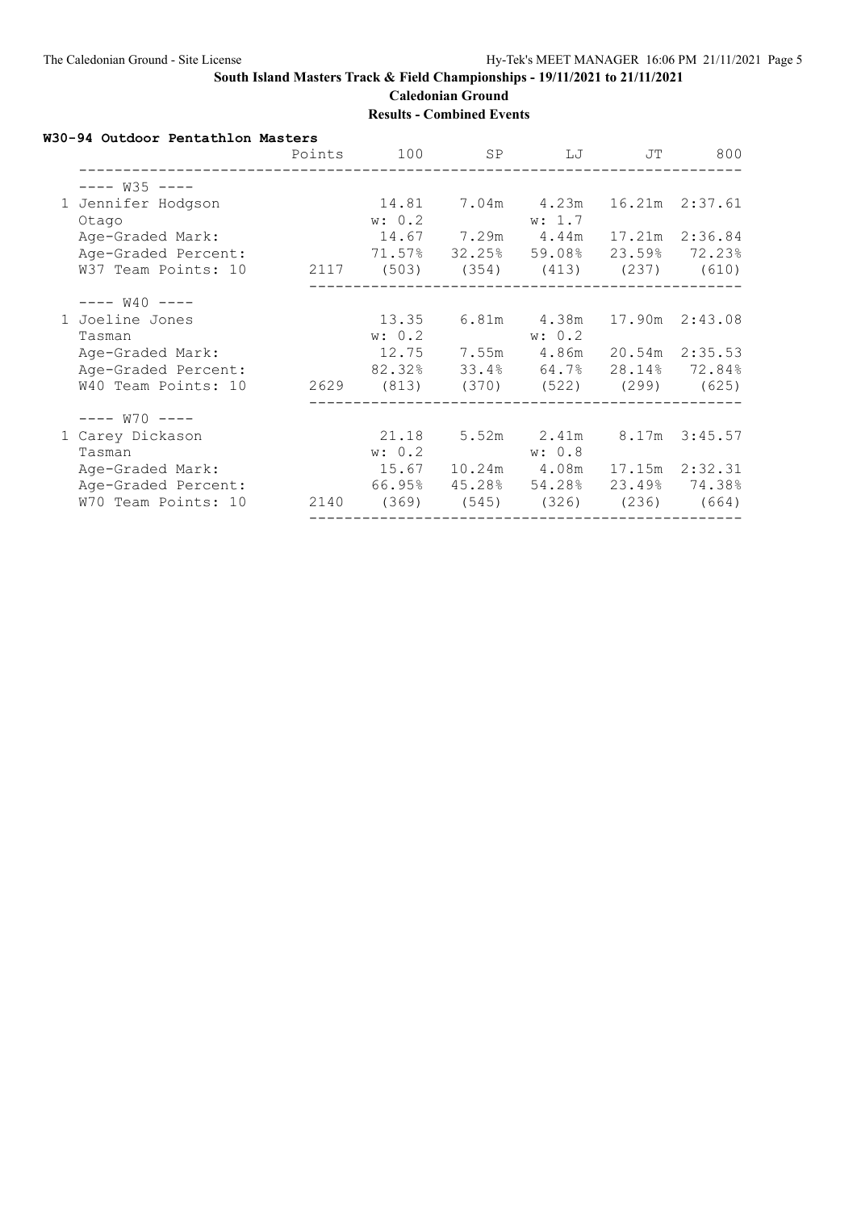**South Island Masters Track & Field Championships - 19/11/2021 to 21/11/2021**

**Caledonian Ground**

**Results - Combined Events**

### W30-94 Outdoor Pentathlon Masters

| | Points | 100 | SP | LJ | JT | 800 |
|---|---|---|---|---|---|---|
| **---- W35 ----** | | | | | | |
| 1 Jennifer Hodgson | | 14.81 | 7.04m | 4.23m | 16.21m | 2:37.61 |
| Otago | | w: 0.2 | | w: 1.7 | | |
| Age-Graded Mark: | | 14.67 | 7.29m | 4.44m | 17.21m | 2:36.84 |
| Age-Graded Percent: | | 71.57% | 32.25% | 59.08% | 23.59% | 72.23% |
| W37 Team Points: 10 | 2117 | (503) | (354) | (413) | (237) | (610) |
| **---- W40 ----** | | | | | | |
| 1 Joeline Jones | | 13.35 | 6.81m | 4.38m | 17.90m | 2:43.08 |
| Tasman | | w: 0.2 | | w: 0.2 | | |
| Age-Graded Mark: | | 12.75 | 7.55m | 4.86m | 20.54m | 2:35.53 |
| Age-Graded Percent: | | 82.32% | 33.4% | 64.7% | 28.14% | 72.84% |
| W40 Team Points: 10 | 2629 | (813) | (370) | (522) | (299) | (625) |
| **---- W70 ----** | | | | | | |
| 1 Carey Dickason | | 21.18 | 5.52m | 2.41m | 8.17m | 3:45.57 |
| Tasman | | w: 0.2 | | w: 0.8 | | |
| Age-Graded Mark: | | 15.67 | 10.24m | 4.08m | 17.15m | 2:32.31 |
| Age-Graded Percent: | | 66.95% | 45.28% | 54.28% | 23.49% | 74.38% |
| W70 Team Points: 10 | 2140 | (369) | (545) | (326) | (236) | (664) |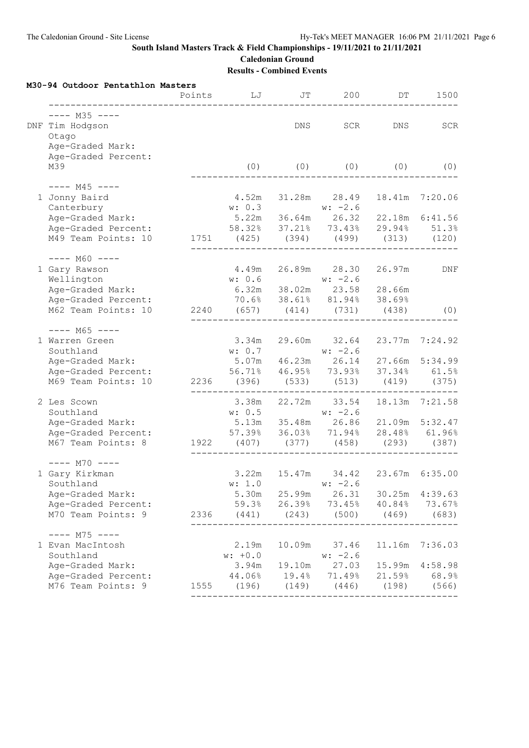**South Island Masters Track & Field Championships - 19/11/2021 to 21/11/2021**

**Caledonian Ground**

**Results - Combined Events**

**M30-94 Outdoor Pentathlon Masters**

| | Points | LJ | JT | 200 | DT | 1500 |
|---|---|---|---|---|---|---|
| **---- M35 ----** | | | | | | |
| DNF Tim Hodgson | | | DNS | SCR | DNS | SCR |
| Otago | | | | | | |
| Age-Graded Mark: | | | | | | |
| Age-Graded Percent: | | | | | | |
| M39 | | (0) | (0) | (0) | (0) | (0) |
| **---- M45 ----** | | | | | | |
| 1 Jonny Baird | | 4.52m | 31.28m | 28.49 | 18.41m | 7:20.06 |
| Canterbury | | w: 0.3 | | w: -2.6 | | |
| Age-Graded Mark: | | 5.22m | 36.64m | 26.32 | 22.18m | 6:41.56 |
| Age-Graded Percent: | | 58.32% | 37.21% | 73.43% | 29.94% | 51.3% |
| M49 Team Points: 10 | 1751 | (425) | (394) | (499) | (313) | (120) |
| **---- M60 ----** | | | | | | |
| 1 Gary Rawson | | 4.49m | 26.89m | 28.30 | 26.97m | DNF |
| Wellington | | w: 0.6 | | w: -2.6 | | |
| Age-Graded Mark: | | 6.32m | 38.02m | 23.58 | 28.66m | |
| Age-Graded Percent: | | 70.6% | 38.61% | 81.94% | 38.69% | |
| M62 Team Points: 10 | 2240 | (657) | (414) | (731) | (438) | (0) |
| **---- M65 ----** | | | | | | |
| 1 Warren Green | | 3.34m | 29.60m | 32.64 | 23.77m | 7:24.92 |
| Southland | | w: 0.7 | | w: -2.6 | | |
| Age-Graded Mark: | | 5.07m | 46.23m | 26.14 | 27.66m | 5:34.99 |
| Age-Graded Percent: | | 56.71% | 46.95% | 73.93% | 37.34% | 61.5% |
| M69 Team Points: 10 | 2236 | (396) | (533) | (513) | (419) | (375) |
| 2 Les Scown | | 3.38m | 22.72m | 33.54 | 18.13m | 7:21.58 |
| Southland | | w: 0.5 | | w: -2.6 | | |
| Age-Graded Mark: | | 5.13m | 35.48m | 26.86 | 21.09m | 5:32.47 |
| Age-Graded Percent: | | 57.39% | 36.03% | 71.94% | 28.48% | 61.96% |
| M67 Team Points: 8 | 1922 | (407) | (377) | (458) | (293) | (387) |
| **---- M70 ----** | | | | | | |
| 1 Gary Kirkman | | 3.22m | 15.47m | 34.42 | 23.67m | 6:35.00 |
| Southland | | w: 1.0 | | w: -2.6 | | |
| Age-Graded Mark: | | 5.30m | 25.99m | 26.31 | 30.25m | 4:39.63 |
| Age-Graded Percent: | | 59.3% | 26.39% | 73.45% | 40.84% | 73.67% |
| M70 Team Points: 9 | 2336 | (441) | (243) | (500) | (469) | (683) |
| **---- M75 ----** | | | | | | |
| 1 Evan MacIntosh | | 2.19m | 10.09m | 37.46 | 11.16m | 7:36.03 |
| Southland | | w: +0.0 | | w: -2.6 | | |
| Age-Graded Mark: | | 3.94m | 19.10m | 27.03 | 15.99m | 4:58.98 |
| Age-Graded Percent: | | 44.06% | 19.4% | 71.49% | 21.59% | 68.9% |
| M76 Team Points: 9 | 1555 | (196) | (149) | (446) | (198) | (566) |